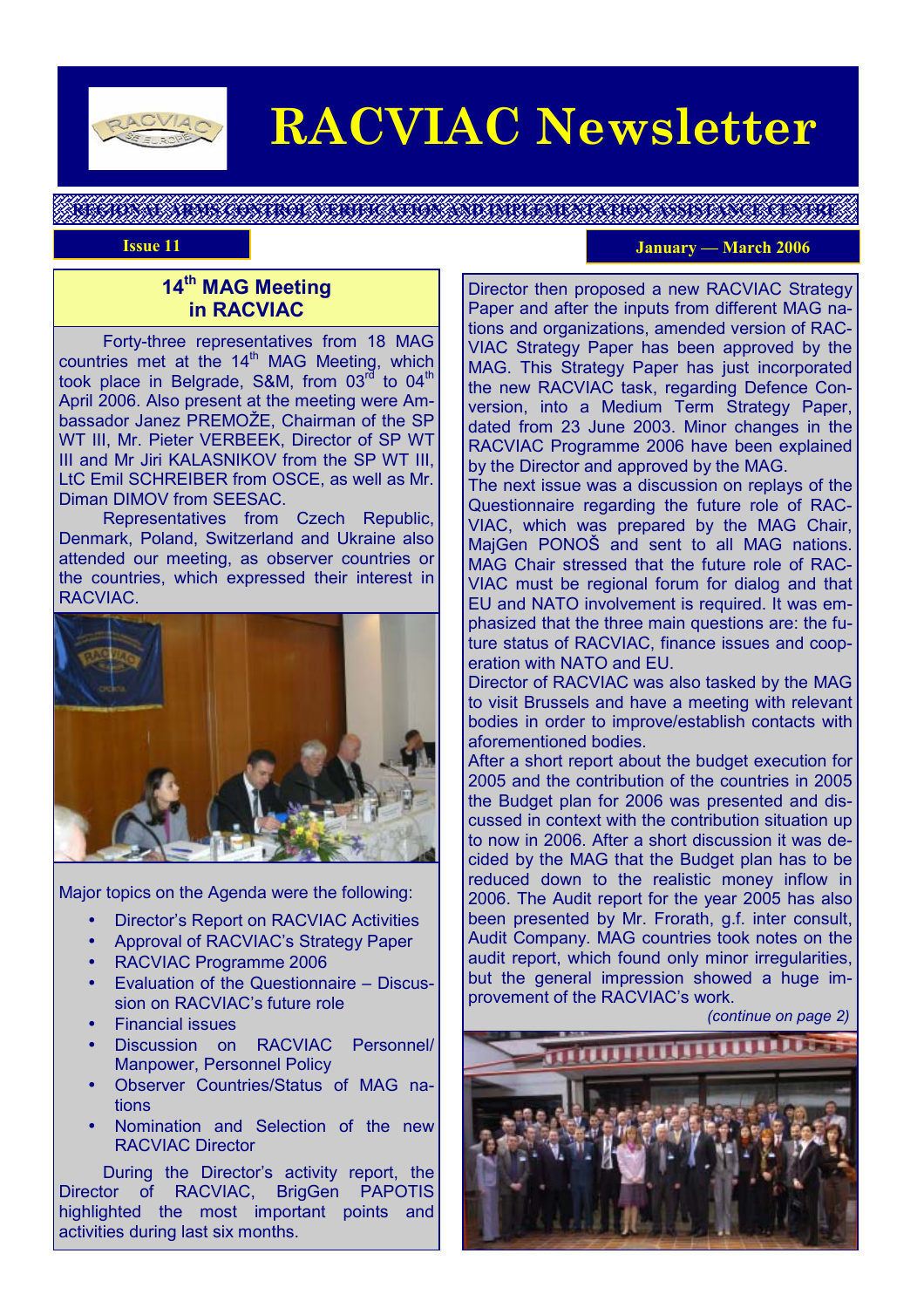# RACVIAC Newsletter

REGIONAL ARMS CONTROL VERIFICATION AND IMPLEMENTATION ASSISTANCE CENTRE

**Issue 11** | **January — March 2006**

## 14th MAG Meeting in RACVIAC

Forty-three representatives from 18 MAG countries met at the 14th MAG Meeting, which took place in Belgrade, S&M, from 03rd to 04th April 2006. Also present at the meeting were Ambassador Janez PREMOŽE, Chairman of the SP WT III, Mr. Pieter VERBEEK, Director of SP WT III and Mr Jiri KALASNIKOV from the SP WT III, LtC Emil SCHREIBER from OSCE, as well as Mr. Diman DIMOV from SEESAC.

Representatives from Czech Republic, Denmark, Poland, Switzerland and Ukraine also attended our meeting, as observer countries or the countries, which expressed their interest in RACVIAC.

Major topics on the Agenda were the following:

- Director's Report on RACVIAC Activities
- Approval of RACVIAC's Strategy Paper
- RACVIAC Programme 2006
- Evaluation of the Questionnaire – Discussion on RACVIAC's future role
- Financial issues
- Discussion on RACVIAC Personnel/ Manpower, Personnel Policy
- Observer Countries/Status of MAG nations
- Nomination and Selection of the new RACVIAC Director

During the Director's activity report, the Director of RACVIAC, BrigGen PAPOTIS highlighted the most important points and activities during last six months.

Director then proposed a new RACVIAC Strategy Paper and after the inputs from different MAG nations and organizations, amended version of RACVIAC Strategy Paper has been approved by the MAG. This Strategy Paper has just incorporated the new RACVIAC task, regarding Defence Conversion, into a Medium Term Strategy Paper, dated from 23 June 2003. Minor changes in the RACVIAC Programme 2006 have been explained by the Director and approved by the MAG.

The next issue was a discussion on replays of the Questionnaire regarding the future role of RACVIAC, which was prepared by the MAG Chair, MajGen PONOŠ and sent to all MAG nations. MAG Chair stressed that the future role of RACVIAC must be regional forum for dialog and that EU and NATO involvement is required. It was emphasized that the three main questions are: the future status of RACVIAC, finance issues and cooperation with NATO and EU.

Director of RACVIAC was also tasked by the MAG to visit Brussels and have a meeting with relevant bodies in order to improve/establish contacts with aforementioned bodies.

After a short report about the budget execution for 2005 and the contribution of the countries in 2005 the Budget plan for 2006 was presented and discussed in context with the contribution situation up to now in 2006. After a short discussion it was decided by the MAG that the Budget plan has to be reduced down to the realistic money inflow in 2006. The Audit report for the year 2005 has also been presented by Mr. Frorath, g.f. inter consult, Audit Company. MAG countries took notes on the audit report, which found only minor irregularities, but the general impression showed a huge improvement of the RACVIAC's work.

*(continue on page 2)*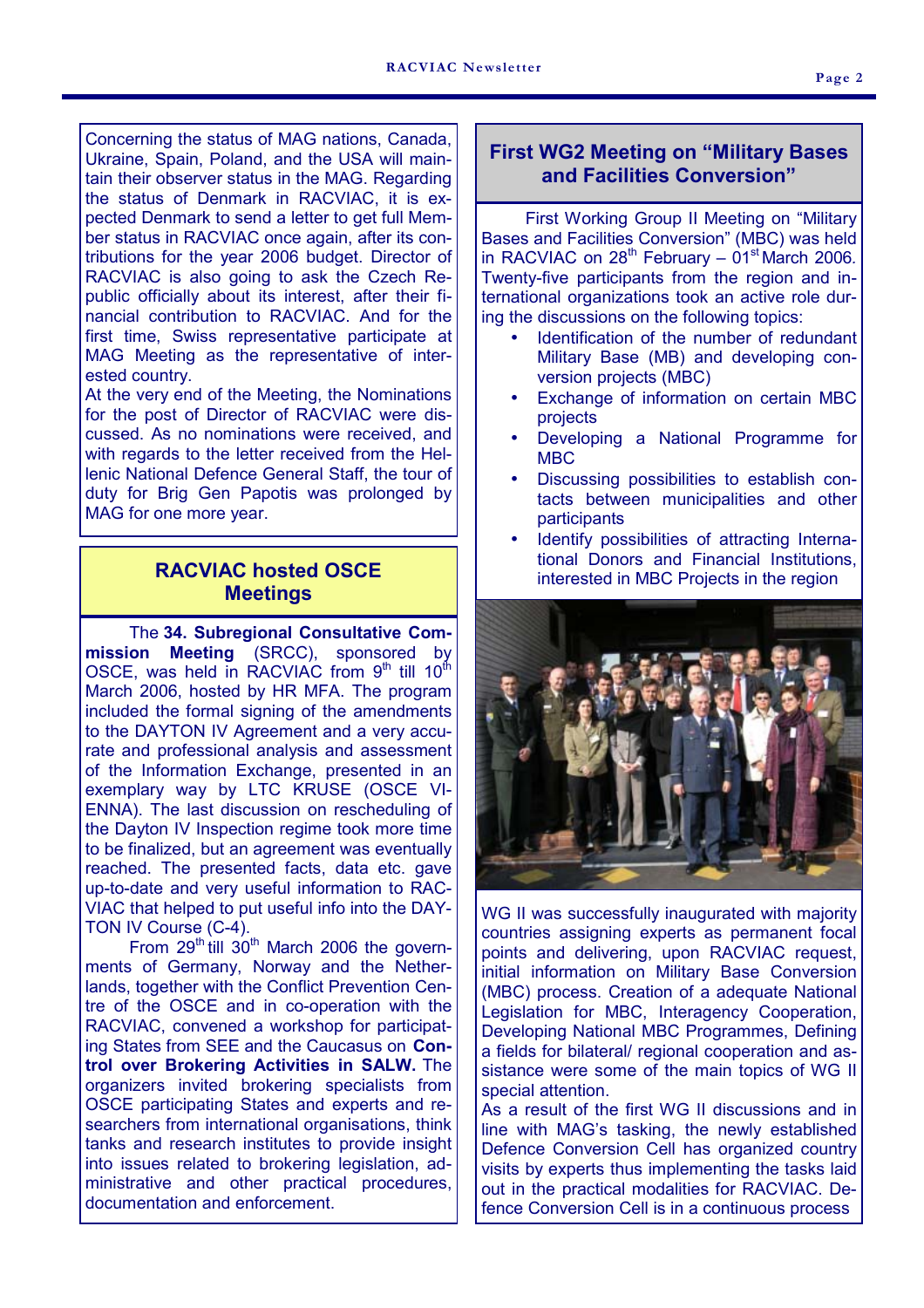Concerning the status of MAG nations, Canada, Ukraine, Spain, Poland, and the USA will maintain their observer status in the MAG. Regarding the status of Denmark in RACVIAC, it is expected Denmark to send a letter to get full Member status in RACVIAC once again, after its contributions for the year 2006 budget. Director of RACVIAC is also going to ask the Czech Republic officially about its interest, after their financial contribution to RACVIAC. And for the first time, Swiss representative participate at MAG Meeting as the representative of interested country.

At the very end of the Meeting, the Nominations for the post of Director of RACVIAC were discussed. As no nominations were received, and with regards to the letter received from the Hellenic National Defence General Staff, the tour of duty for Brig Gen Papotis was prolonged by MAG for one more year.

## RACVIAC hosted OSCE Meetings

The **34. Subregional Consultative Commission Meeting** (SRCC), sponsored by OSCE, was held in RACVIAC from 9th till 10th March 2006, hosted by HR MFA. The program included the formal signing of the amendments to the DAYTON IV Agreement and a very accurate and professional analysis and assessment of the Information Exchange, presented in an exemplary way by LTC KRUSE (OSCE VIENNA). The last discussion on rescheduling of the Dayton IV Inspection regime took more time to be finalized, but an agreement was eventually reached. The presented facts, data etc. gave up-to-date and very useful information to RACVIAC that helped to put useful info into the DAYTON IV Course (C-4).

From 29th till 30th March 2006 the governments of Germany, Norway and the Netherlands, together with the Conflict Prevention Centre of the OSCE and in co-operation with the RACVIAC, convened a workshop for participating States from SEE and the Caucasus on **Control over Brokering Activities in SALW.** The organizers invited brokering specialists from OSCE participating States and experts and researchers from international organisations, think tanks and research institutes to provide insight into issues related to brokering legislation, administrative and other practical procedures, documentation and enforcement.

## First WG2 Meeting on "Military Bases and Facilities Conversion"

First Working Group II Meeting on "Military Bases and Facilities Conversion" (MBC) was held in RACVIAC on 28th February – 01st March 2006. Twenty-five participants from the region and international organizations took an active role during the discussions on the following topics:

- Identification of the number of redundant Military Base (MB) and developing conversion projects (MBC)
- Exchange of information on certain MBC projects
- Developing a National Programme for MBC
- Discussing possibilities to establish contacts between municipalities and other participants
- Identify possibilities of attracting International Donors and Financial Institutions, interested in MBC Projects in the region

WG II was successfully inaugurated with majority countries assigning experts as permanent focal points and delivering, upon RACVIAC request, initial information on Military Base Conversion (MBC) process. Creation of a adequate National Legislation for MBC, Interagency Cooperation, Developing National MBC Programmes, Defining a fields for bilateral/ regional cooperation and assistance were some of the main topics of WG II special attention.

As a result of the first WG II discussions and in line with MAG's tasking, the newly established Defence Conversion Cell has organized country visits by experts thus implementing the tasks laid out in the practical modalities for RACVIAC. Defence Conversion Cell is in a continuous process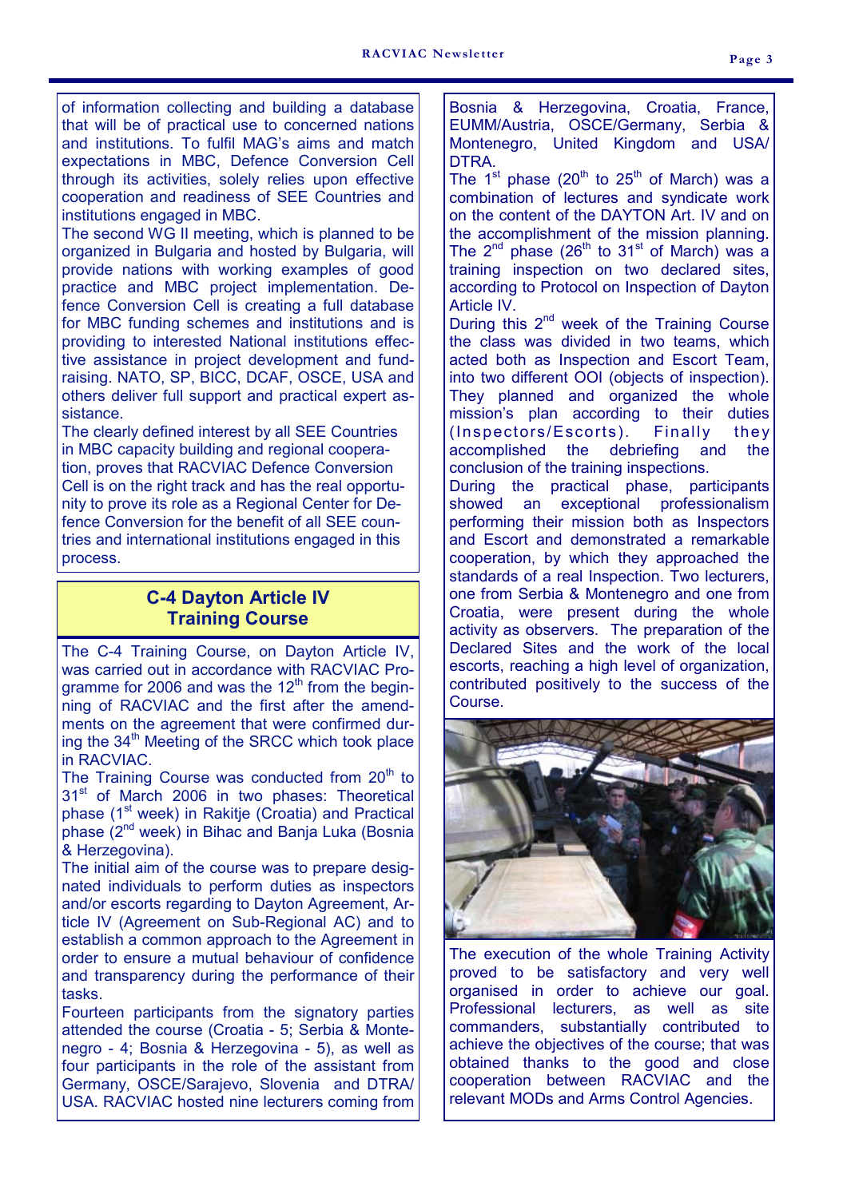of information collecting and building a database that will be of practical use to concerned nations and institutions. To fulfil MAG's aims and match expectations in MBC, Defence Conversion Cell through its activities, solely relies upon effective cooperation and readiness of SEE Countries and institutions engaged in MBC.

The second WG II meeting, which is planned to be organized in Bulgaria and hosted by Bulgaria, will provide nations with working examples of good practice and MBC project implementation. Defence Conversion Cell is creating a full database for MBC funding schemes and institutions and is providing to interested National institutions effective assistance in project development and fundraising. NATO, SP, BICC, DCAF, OSCE, USA and others deliver full support and practical expert assistance.

The clearly defined interest by all SEE Countries in MBC capacity building and regional cooperation, proves that RACVIAC Defence Conversion Cell is on the right track and has the real opportunity to prove its role as a Regional Center for Defence Conversion for the benefit of all SEE countries and international institutions engaged in this process.

## C-4 Dayton Article IV Training Course

The C-4 Training Course, on Dayton Article IV, was carried out in accordance with RACVIAC Programme for 2006 and was the 12th from the beginning of RACVIAC and the first after the amendments on the agreement that were confirmed during the 34th Meeting of the SRCC which took place in RACVIAC.

The Training Course was conducted from 20th to 31st of March 2006 in two phases: Theoretical phase (1st week) in Rakitje (Croatia) and Practical phase (2nd week) in Bihac and Banja Luka (Bosnia & Herzegovina).

The initial aim of the course was to prepare designated individuals to perform duties as inspectors and/or escorts regarding to Dayton Agreement, Article IV (Agreement on Sub-Regional AC) and to establish a common approach to the Agreement in order to ensure a mutual behaviour of confidence and transparency during the performance of their tasks.

Fourteen participants from the signatory parties attended the course (Croatia - 5; Serbia & Montenegro - 4; Bosnia & Herzegovina - 5), as well as four participants in the role of the assistant from Germany, OSCE/Sarajevo, Slovenia and DTRA/USA. RACVIAC hosted nine lecturers coming from Bosnia & Herzegovina, Croatia, France, EUMM/Austria, OSCE/Germany, Serbia & Montenegro, United Kingdom and USA/DTRA.

The 1st phase (20th to 25th of March) was a combination of lectures and syndicate work on the content of the DAYTON Art. IV and on the accomplishment of the mission planning. The 2nd phase (26th to 31st of March) was a training inspection on two declared sites, according to Protocol on Inspection of Dayton Article IV.

During this 2nd week of the Training Course the class was divided in two teams, which acted both as Inspection and Escort Team, into two different OOI (objects of inspection). They planned and organized the whole mission's plan according to their duties (Inspectors/Escorts). Finally they accomplished the debriefing and the conclusion of the training inspections.

During the practical phase, participants showed an exceptional professionalism performing their mission both as Inspectors and Escort and demonstrated a remarkable cooperation, by which they approached the standards of a real Inspection. Two lecturers, one from Serbia & Montenegro and one from Croatia, were present during the whole activity as observers. The preparation of the Declared Sites and the work of the local escorts, reaching a high level of organization, contributed positively to the success of the Course.

The execution of the whole Training Activity proved to be satisfactory and very well organised in order to achieve our goal. Professional lecturers, as well as site commanders, substantially contributed to achieve the objectives of the course; that was obtained thanks to the good and close cooperation between RACVIAC and the relevant MODs and Arms Control Agencies.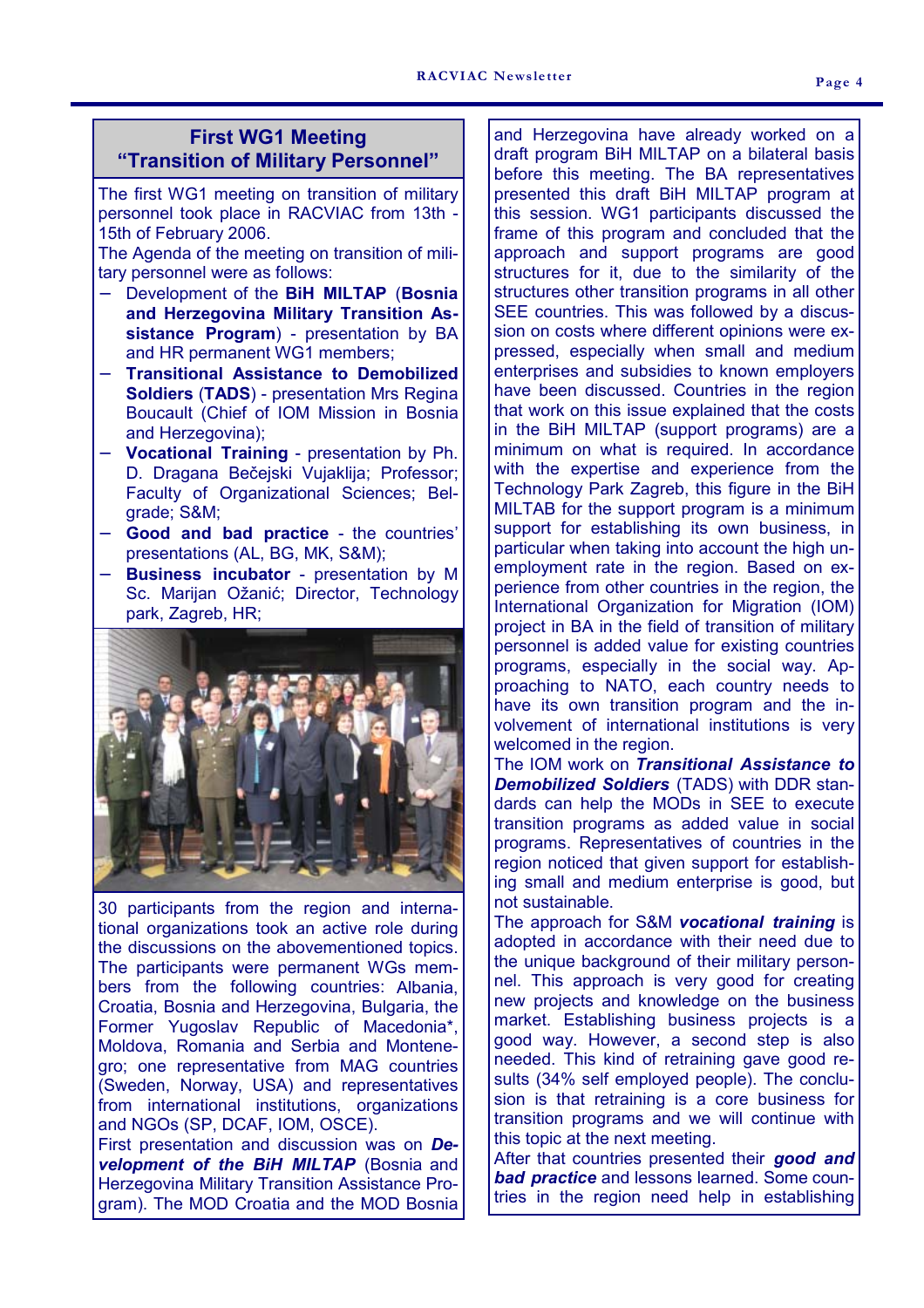## First WG1 Meeting "Transition of Military Personnel"

The first WG1 meeting on transition of military personnel took place in RACVIAC from 13th - 15th of February 2006.

The Agenda of the meeting on transition of military personnel were as follows:

- Development of the **BiH MILTAP** (**Bosnia and Herzegovina Military Transition Assistance Program**) - presentation by BA and HR permanent WG1 members;
- **Transitional Assistance to Demobilized Soldiers** (**TADS**) - presentation Mrs Regina Boucault (Chief of IOM Mission in Bosnia and Herzegovina);
- **Vocational Training** - presentation by Ph. D. Dragana Bečejski Vujaklija; Professor; Faculty of Organizational Sciences; Belgrade; S&M;
- **Good and bad practice** - the countries' presentations (AL, BG, MK, S&M);
- **Business incubator** - presentation by M Sc. Marijan Ožanić; Director, Technology park, Zagreb, HR;

30 participants from the region and international organizations took an active role during the discussions on the abovementioned topics. The participants were permanent WGs members from the following countries: Albania, Croatia, Bosnia and Herzegovina, Bulgaria, the Former Yugoslav Republic of Macedonia*, Moldova, Romania and Serbia and Montenegro; one representative from MAG countries (Sweden, Norway, USA) and representatives from international institutions, organizations and NGOs (SP, DCAF, IOM, OSCE).

First presentation and discussion was on ***Development of the BiH MILTAP*** (Bosnia and Herzegovina Military Transition Assistance Program). The MOD Croatia and the MOD Bosnia and Herzegovina have already worked on a draft program BiH MILTAP on a bilateral basis before this meeting. The BA representatives presented this draft BiH MILTAP program at this session. WG1 participants discussed the frame of this program and concluded that the approach and support programs are good structures for it, due to the similarity of the structures other transition programs in all other SEE countries. This was followed by a discussion on costs where different opinions were expressed, especially when small and medium enterprises and subsidies to known employers have been discussed. Countries in the region that work on this issue explained that the costs in the BiH MILTAP (support programs) are a minimum on what is required. In accordance with the expertise and experience from the Technology Park Zagreb, this figure in the BiH MILTAB for the support program is a minimum support for establishing its own business, in particular when taking into account the high unemployment rate in the region. Based on experience from other countries in the region, the International Organization for Migration (IOM) project in BA in the field of transition of military personnel is added value for existing countries programs, especially in the social way. Approaching to NATO, each country needs to have its own transition program and the involvement of international institutions is very welcomed in the region.

The IOM work on ***Transitional Assistance to Demobilized Soldiers*** (TADS) with DDR standards can help the MODs in SEE to execute transition programs as added value in social programs. Representatives of countries in the region noticed that given support for establishing small and medium enterprise is good, but not sustainable.

The approach for S&M ***vocational training*** is adopted in accordance with their need due to the unique background of their military personnel. This approach is very good for creating new projects and knowledge on the business market. Establishing business projects is a good way. However, a second step is also needed. This kind of retraining gave good results (34% self employed people). The conclusion is that retraining is a core business for transition programs and we will continue with this topic at the next meeting.

After that countries presented their ***good and bad practice*** and lessons learned. Some countries in the region need help in establishing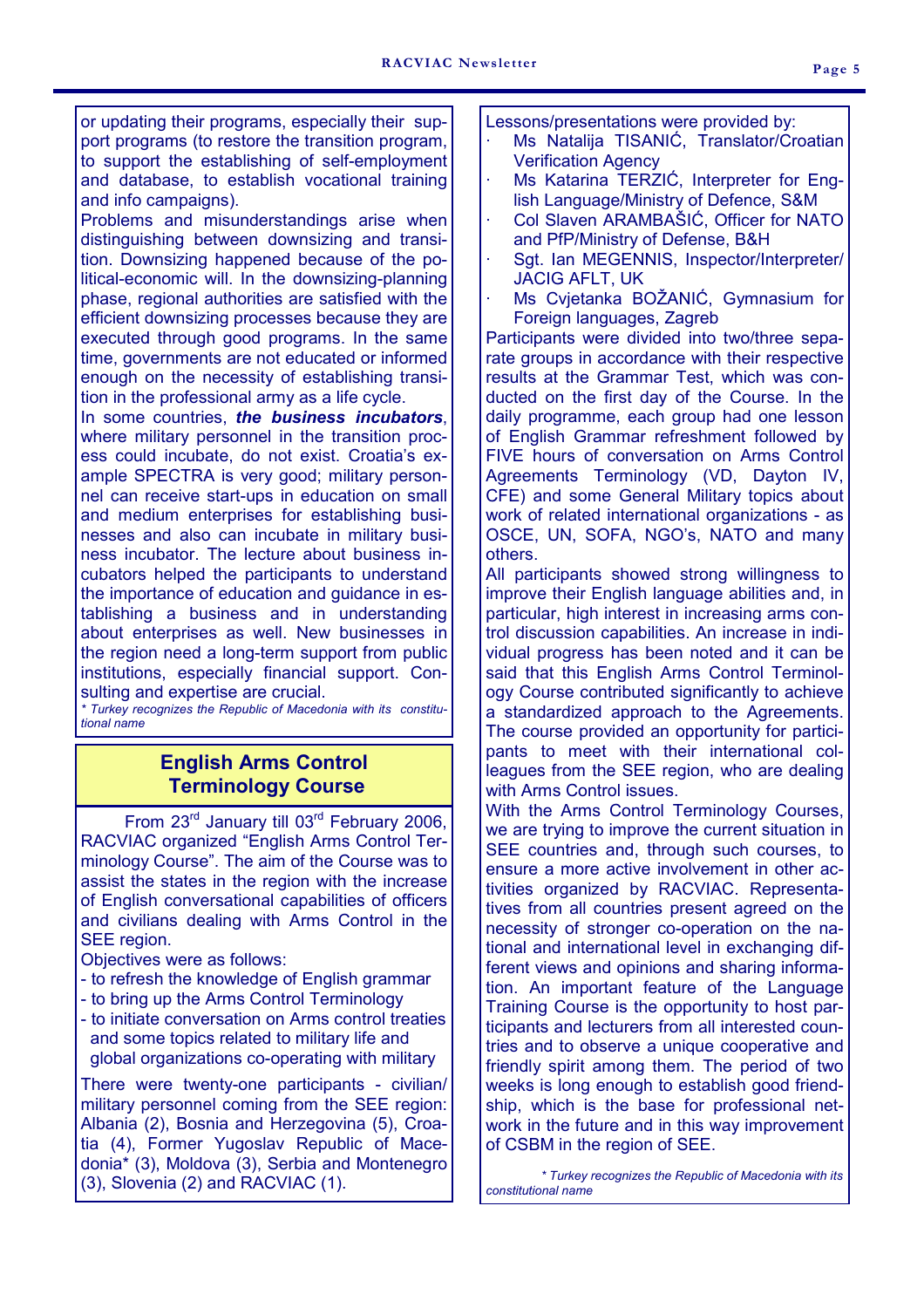or updating their programs, especially their support programs (to restore the transition program, to support the establishing of self-employment and database, to establish vocational training and info campaigns).

Problems and misunderstandings arise when distinguishing between downsizing and transition. Downsizing happened because of the political-economic will. In the downsizing-planning phase, regional authorities are satisfied with the efficient downsizing processes because they are executed through good programs. In the same time, governments are not educated or informed enough on the necessity of establishing transition in the professional army as a life cycle.

In some countries, ***the business incubators***, where military personnel in the transition process could incubate, do not exist. Croatia's example SPECTRA is very good; military personnel can receive start-ups in education on small and medium enterprises for establishing businesses and also can incubate in military business incubator. The lecture about business incubators helped the participants to understand the importance of education and guidance in establishing a business and in understanding about enterprises as well. New businesses in the region need a long-term support from public institutions, especially financial support. Consulting and expertise are crucial.

*\* Turkey recognizes the Republic of Macedonia with its constitutional name*

## English Arms Control Terminology Course

From 23rd January till 03rd February 2006, RACVIAC organized "English Arms Control Terminology Course". The aim of the Course was to assist the states in the region with the increase of English conversational capabilities of officers and civilians dealing with Arms Control in the SEE region.

Objectives were as follows:

- to refresh the knowledge of English grammar
- to bring up the Arms Control Terminology
- to initiate conversation on Arms control treaties and some topics related to military life and global organizations co-operating with military

There were twenty-one participants - civilian/military personnel coming from the SEE region: Albania (2), Bosnia and Herzegovina (5), Croatia (4), Former Yugoslav Republic of Macedonia* (3), Moldova (3), Serbia and Montenegro (3), Slovenia (2) and RACVIAC (1).

Lessons/presentations were provided by:

- Ms Natalija TISANIĆ, Translator/Croatian Verification Agency
- Ms Katarina TERZIĆ, Interpreter for English Language/Ministry of Defence, S&M
- Col Slaven ARAMBAŠIĆ, Officer for NATO and PfP/Ministry of Defense, B&H
- Sgt. Ian MEGENNIS, Inspector/Interpreter/JACIG AFLT, UK
- Ms Cvjetanka BOŽANIĆ, Gymnasium for Foreign languages, Zagreb

Participants were divided into two/three separate groups in accordance with their respective results at the Grammar Test, which was conducted on the first day of the Course. In the daily programme, each group had one lesson of English Grammar refreshment followed by FIVE hours of conversation on Arms Control Agreements Terminology (VD, Dayton IV, CFE) and some General Military topics about work of related international organizations - as OSCE, UN, SOFA, NGO's, NATO and many others.

All participants showed strong willingness to improve their English language abilities and, in particular, high interest in increasing arms control discussion capabilities. An increase in individual progress has been noted and it can be said that this English Arms Control Terminology Course contributed significantly to achieve a standardized approach to the Agreements. The course provided an opportunity for participants to meet with their international colleagues from the SEE region, who are dealing with Arms Control issues.

With the Arms Control Terminology Courses, we are trying to improve the current situation in SEE countries and, through such courses, to ensure a more active involvement in other activities organized by RACVIAC. Representatives from all countries present agreed on the necessity of stronger co-operation on the national and international level in exchanging different views and opinions and sharing information. An important feature of the Language Training Course is the opportunity to host participants and lecturers from all interested countries and to observe a unique cooperative and friendly spirit among them. The period of two weeks is long enough to establish good friendship, which is the base for professional network in the future and in this way improvement of CSBM in the region of SEE.

*\* Turkey recognizes the Republic of Macedonia with its constitutional name*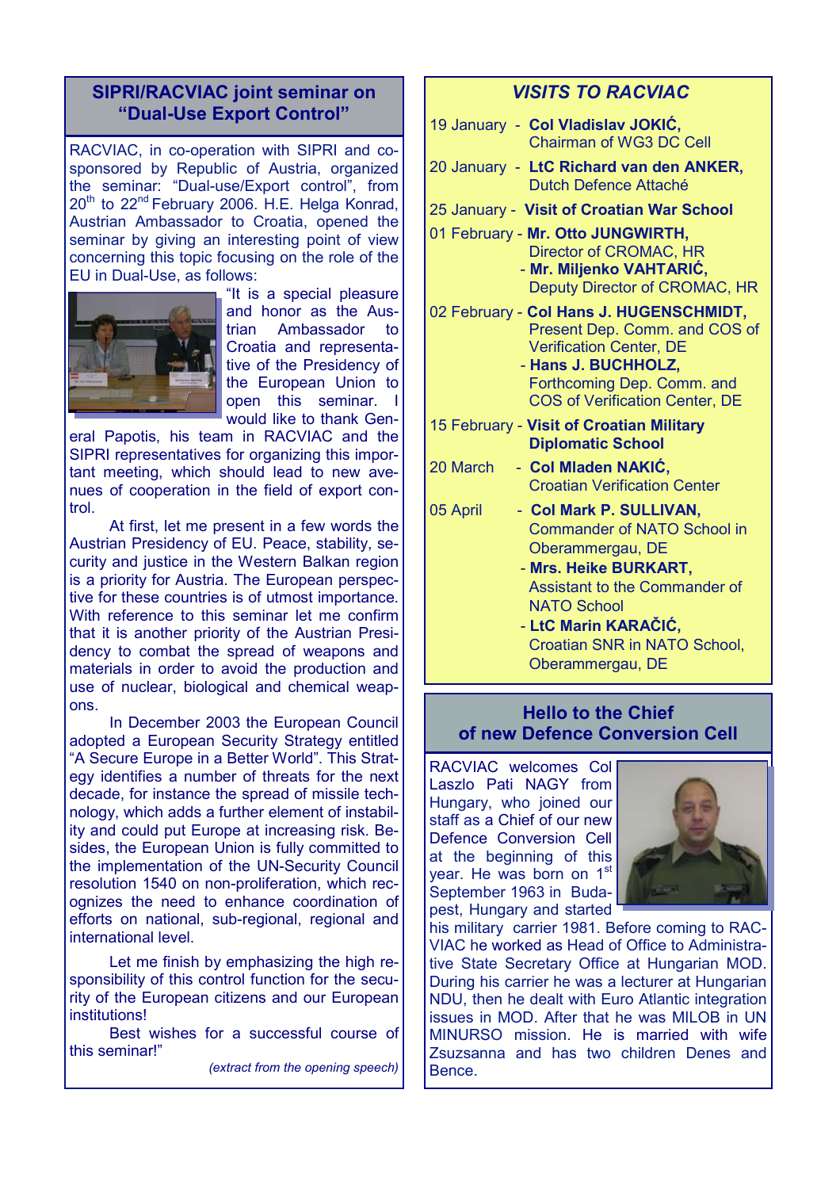## SIPRI/RACVIAC joint seminar on "Dual-Use Export Control"

RACVIAC, in co-operation with SIPRI and co-sponsored by Republic of Austria, organized the seminar: "Dual-use/Export control", from 20th to 22nd February 2006. H.E. Helga Konrad, Austrian Ambassador to Croatia, opened the seminar by giving an interesting point of view concerning this topic focusing on the role of the EU in Dual-Use, as follows:

"It is a special pleasure and honor as the Austrian Ambassador to Croatia and representative of the Presidency of the European Union to open this seminar. I would like to thank General Papotis, his team in RACVIAC and the SIPRI representatives for organizing this important meeting, which should lead to new avenues of cooperation in the field of export control.

At first, let me present in a few words the Austrian Presidency of EU. Peace, stability, security and justice in the Western Balkan region is a priority for Austria. The European perspective for these countries is of utmost importance. With reference to this seminar let me confirm that it is another priority of the Austrian Presidency to combat the spread of weapons and materials in order to avoid the production and use of nuclear, biological and chemical weapons.

In December 2003 the European Council adopted a European Security Strategy entitled "A Secure Europe in a Better World". This Strategy identifies a number of threats for the next decade, for instance the spread of missile technology, which adds a further element of instability and could put Europe at increasing risk. Besides, the European Union is fully committed to the implementation of the UN-Security Council resolution 1540 on non-proliferation, which recognizes the need to enhance coordination of efforts on national, sub-regional, regional and international level.

Let me finish by emphasizing the high responsibility of this control function for the security of the European citizens and our European institutions!

Best wishes for a successful course of this seminar!"

*(extract from the opening speech)*

## *VISITS TO RACVIAC*

19 January - **Col Vladislav JOKIĆ,** Chairman of WG3 DC Cell

20 January - **LtC Richard van den ANKER,** Dutch Defence Attaché

25 January - **Visit of Croatian War School**

01 February - **Mr. Otto JUNGWIRTH,** Director of CROMAC, HR
- **Mr. Miljenko VAHTARIĆ,** Deputy Director of CROMAC, HR

02 February - **Col Hans J. HUGENSCHMIDT,** Present Dep. Comm. and COS of Verification Center, DE
- **Hans J. BUCHHOLZ,** Forthcoming Dep. Comm. and COS of Verification Center, DE

15 February - **Visit of Croatian Military Diplomatic School**

20 March - **Col Mladen NAKIĆ,** Croatian Verification Center

05 April - **Col Mark P. SULLIVAN,** Commander of NATO School in Oberammergau, DE
- **Mrs. Heike BURKART,** Assistant to the Commander of NATO School
- **LtC Marin KARAČIĆ,** Croatian SNR in NATO School, Oberammergau, DE

## Hello to the Chief of new Defence Conversion Cell

RACVIAC welcomes Col Laszlo Pati NAGY from Hungary, who joined our staff as a Chief of our new Defence Conversion Cell at the beginning of this year. He was born on 1st September 1963 in Budapest, Hungary and started his military carrier 1981. Before coming to RACVIAC he worked as Head of Office to Administrative State Secretary Office at Hungarian MOD. During his carrier he was a lecturer at Hungarian NDU, then he dealt with Euro Atlantic integration issues in MOD. After that he was MILOB in UN MINURSO mission. He is married with wife Zsuzsanna and has two children Denes and Bence.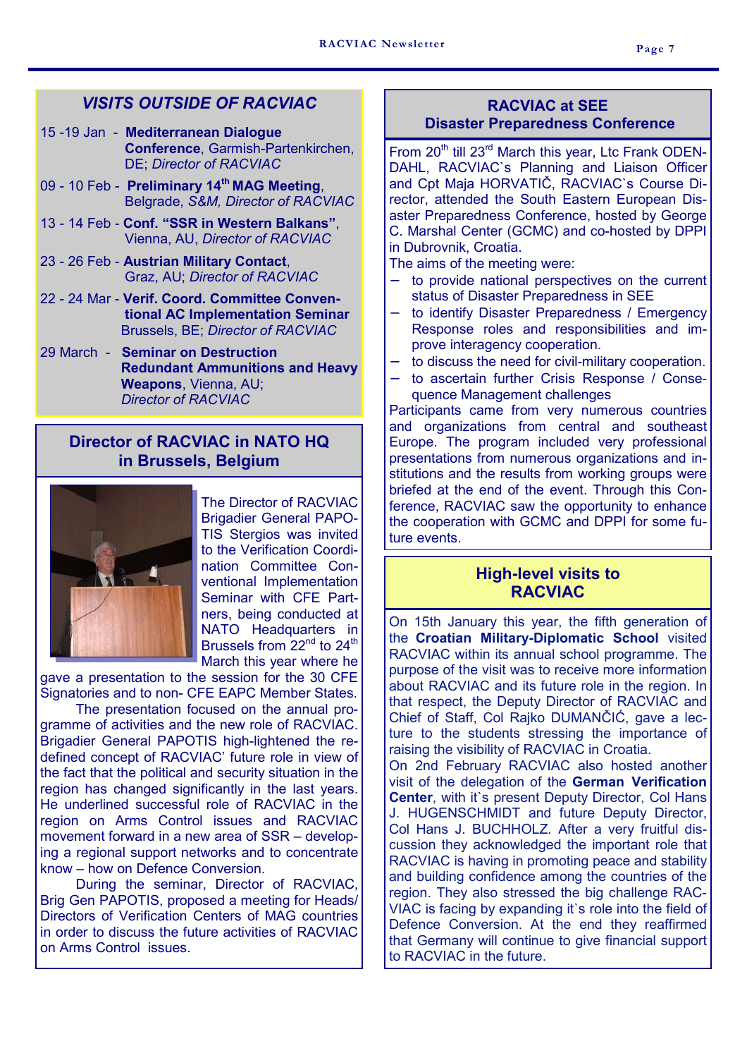## VISITS OUTSIDE OF RACVIAC

- 15 -19 Jan - **Mediterranean Dialogue Conference**, Garmish-Partenkirchen, DE; *Director of RACVIAC*
- 09 - 10 Feb - **Preliminary 14th MAG Meeting**, Belgrade, *S&M, Director of RACVIAC*
- 13 - 14 Feb - **Conf. "SSR in Western Balkans"**, Vienna, AU, *Director of RACVIAC*
- 23 - 26 Feb - **Austrian Military Contact**, Graz, AU; *Director of RACVIAC*
- 22 - 24 Mar - **Verif. Coord. Committee Conventional AC Implementation Seminar** Brussels, BE; *Director of RACVIAC*
- 29 March - **Seminar on Destruction Redundant Ammunitions and Heavy Weapons**, Vienna, AU; *Director of RACVIAC*

## Director of RACVIAC in NATO HQ in Brussels, Belgium

The Director of RACVIAC Brigadier General PAPOTIS Stergios was invited to the Verification Coordination Committee Conventional Implementation Seminar with CFE Partners, being conducted at NATO Headquarters in Brussels from 22nd to 24th March this year where he gave a presentation to the session for the 30 CFE Signatories and to non- CFE EAPC Member States.

The presentation focused on the annual programme of activities and the new role of RACVIAC. Brigadier General PAPOTIS high-lightened the redefined concept of RACVIAC' future role in view of the fact that the political and security situation in the region has changed significantly in the last years. He underlined successful role of RACVIAC in the region on Arms Control issues and RACVIAC movement forward in a new area of SSR – developing a regional support networks and to concentrate know – how on Defence Conversion.

During the seminar, Director of RACVIAC, Brig Gen PAPOTIS, proposed a meeting for Heads/ Directors of Verification Centers of MAG countries in order to discuss the future activities of RACVIAC on Arms Control issues.

## RACVIAC at SEE Disaster Preparedness Conference

From 20th till 23rd March this year, Ltc Frank ODENDAHL, RACVIAC`s Planning and Liaison Officer and Cpt Maja HORVATIČ, RACVIAC`s Course Director, attended the South Eastern European Disaster Preparedness Conference, hosted by George C. Marshal Center (GCMC) and co-hosted by DPPI in Dubrovnik, Croatia.

The aims of the meeting were:

- to provide national perspectives on the current status of Disaster Preparedness in SEE
- to identify Disaster Preparedness / Emergency Response roles and responsibilities and improve interagency cooperation.
- to discuss the need for civil-military cooperation.
- to ascertain further Crisis Response / Consequence Management challenges

Participants came from very numerous countries and organizations from central and southeast Europe. The program included very professional presentations from numerous organizations and institutions and the results from working groups were briefed at the end of the event. Through this Conference, RACVIAC saw the opportunity to enhance the cooperation with GCMC and DPPI for some future events.

## High-level visits to RACVIAC

On 15th January this year, the fifth generation of the **Croatian Military-Diplomatic School** visited RACVIAC within its annual school programme. The purpose of the visit was to receive more information about RACVIAC and its future role in the region. In that respect, the Deputy Director of RACVIAC and Chief of Staff, Col Rajko DUMANČIĆ, gave a lecture to the students stressing the importance of raising the visibility of RACVIAC in Croatia.

On 2nd February RACVIAC also hosted another visit of the delegation of the **German Verification Center**, with it`s present Deputy Director, Col Hans J. HUGENSCHMIDT and future Deputy Director, Col Hans J. BUCHHOLZ. After a very fruitful discussion they acknowledged the important role that RACVIAC is having in promoting peace and stability and building confidence among the countries of the region. They also stressed the big challenge RACVIAC is facing by expanding it`s role into the field of Defence Conversion. At the end they reaffirmed that Germany will continue to give financial support to RACVIAC in the future.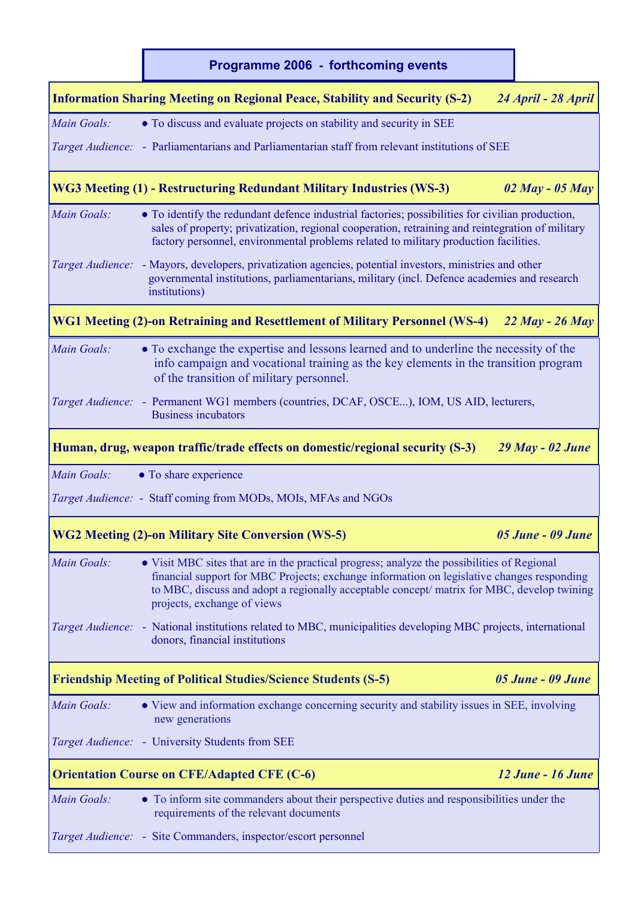## Programme 2006 - forthcoming events

### Information Sharing Meeting on Regional Peace, Stability and Security (S-2) — *24 April - 28 April*

*Main Goals:* ● To discuss and evaluate projects on stability and security in SEE

*Target Audience:* - Parliamentarians and Parliamentarian staff from relevant institutions of SEE

### WG3 Meeting (1) - Restructuring Redundant Military Industries (WS-3) — *02 May - 05 May*

*Main Goals:* ● To identify the redundant defence industrial factories; possibilities for civilian production, sales of property; privatization, regional cooperation, retraining and reintegration of military factory personnel, environmental problems related to military production facilities.

*Target Audience:* - Mayors, developers, privatization agencies, potential investors, ministries and other governmental institutions, parliamentarians, military (incl. Defence academies and research institutions)

### WG1 Meeting (2)-on Retraining and Resettlement of Military Personnel (WS-4) — *22 May - 26 May*

*Main Goals:* ● To exchange the expertise and lessons learned and to underline the necessity of the info campaign and vocational training as the key elements in the transition program of the transition of military personnel.

*Target Audience:* - Permanent WG1 members (countries, DCAF, OSCE...), IOM, US AID, lecturers, Business incubators

### Human, drug, weapon traffic/trade effects on domestic/regional security (S-3) — *29 May - 02 June*

*Main Goals:* ● To share experience

*Target Audience:* - Staff coming from MODs, MOIs, MFAs and NGOs

### WG2 Meeting (2)-on Military Site Conversion (WS-5) — *05 June - 09 June*

*Main Goals:* ● Visit MBC sites that are in the practical progress; analyze the possibilities of Regional financial support for MBC Projects; exchange information on legislative changes responding to MBC, discuss and adopt a regionally acceptable concept/ matrix for MBC, develop twining projects, exchange of views

*Target Audience:* - National institutions related to MBC, municipalities developing MBC projects, international donors, financial institutions

### Friendship Meeting of Political Studies/Science Students (S-5) — *05 June - 09 June*

*Main Goals:* ● View and information exchange concerning security and stability issues in SEE, involving new generations

*Target Audience:* - University Students from SEE

### Orientation Course on CFE/Adapted CFE (C-6) — *12 June - 16 June*

*Main Goals:* ● To inform site commanders about their perspective duties and responsibilities under the requirements of the relevant documents

*Target Audience:* - Site Commanders, inspector/escort personnel